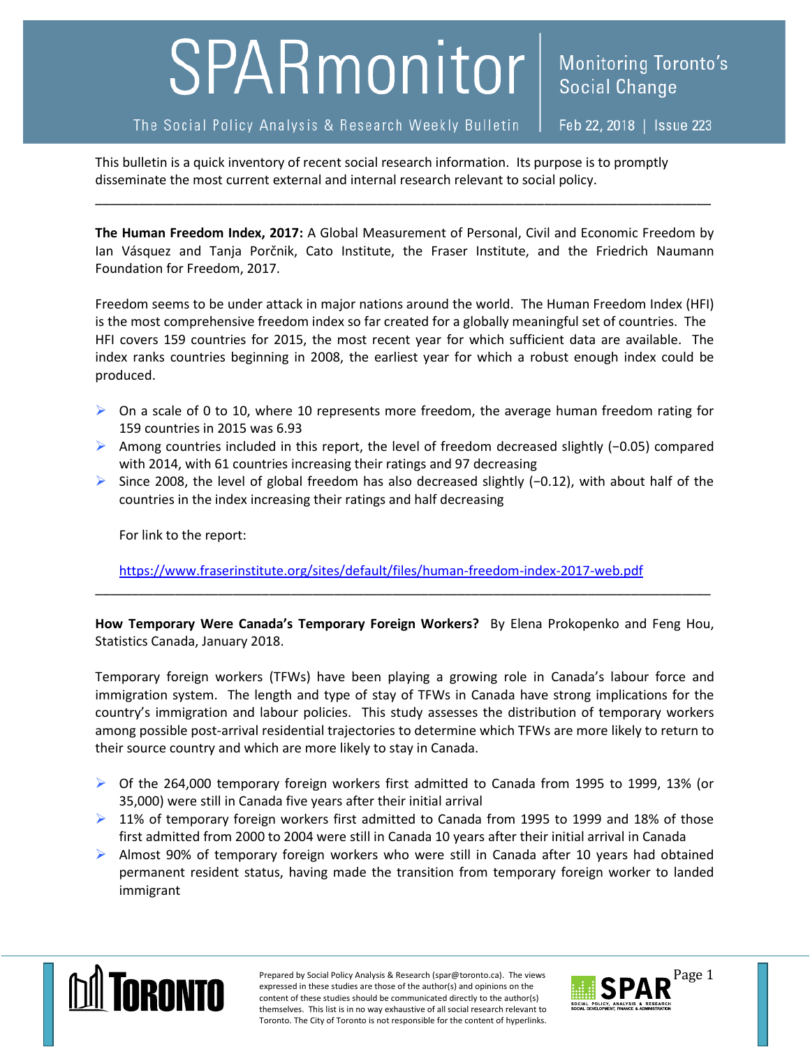# SPARmonitor

Monitoring Toronto's Social Change

The Social Policy Analysis & Research Weekly Bulletin | Feb 22, 2018 | Issue 223

This bulletin is a quick inventory of recent social research information. Its purpose is to promptly disseminate the most current external and internal research relevant to social policy.

---

**The Human Freedom Index, 2017:** A Global Measurement of Personal, Civil and Economic Freedom by Ian Vásquez and Tanja Porčnik, Cato Institute, the Fraser Institute, and the Friedrich Naumann Foundation for Freedom, 2017.

Freedom seems to be under attack in major nations around the world. The Human Freedom Index (HFI) is the most comprehensive freedom index so far created for a globally meaningful set of countries. The HFI covers 159 countries for 2015, the most recent year for which sufficient data are available. The index ranks countries beginning in 2008, the earliest year for which a robust enough index could be produced.

- On a scale of 0 to 10, where 10 represents more freedom, the average human freedom rating for 159 countries in 2015 was 6.93
- Among countries included in this report, the level of freedom decreased slightly (−0.05) compared with 2014, with 61 countries increasing their ratings and 97 decreasing
- Since 2008, the level of global freedom has also decreased slightly (−0.12), with about half of the countries in the index increasing their ratings and half decreasing

For link to the report:

https://www.fraserinstitute.org/sites/default/files/human-freedom-index-2017-web.pdf

---

**How Temporary Were Canada's Temporary Foreign Workers?** By Elena Prokopenko and Feng Hou, Statistics Canada, January 2018.

Temporary foreign workers (TFWs) have been playing a growing role in Canada's labour force and immigration system. The length and type of stay of TFWs in Canada have strong implications for the country's immigration and labour policies. This study assesses the distribution of temporary workers among possible post-arrival residential trajectories to determine which TFWs are more likely to return to their source country and which are more likely to stay in Canada.

- Of the 264,000 temporary foreign workers first admitted to Canada from 1995 to 1999, 13% (or 35,000) were still in Canada five years after their initial arrival
- 11% of temporary foreign workers first admitted to Canada from 1995 to 1999 and 18% of those first admitted from 2000 to 2004 were still in Canada 10 years after their initial arrival in Canada
- Almost 90% of temporary foreign workers who were still in Canada after 10 years had obtained permanent resident status, having made the transition from temporary foreign worker to landed immigrant

Prepared by Social Policy Analysis & Research (spar@toronto.ca). The views expressed in these studies are those of the author(s) and opinions on the content of these studies should be communicated directly to the author(s) themselves. This list is in no way exhaustive of all social research relevant to Toronto. The City of Toronto is not responsible for the content of hyperlinks.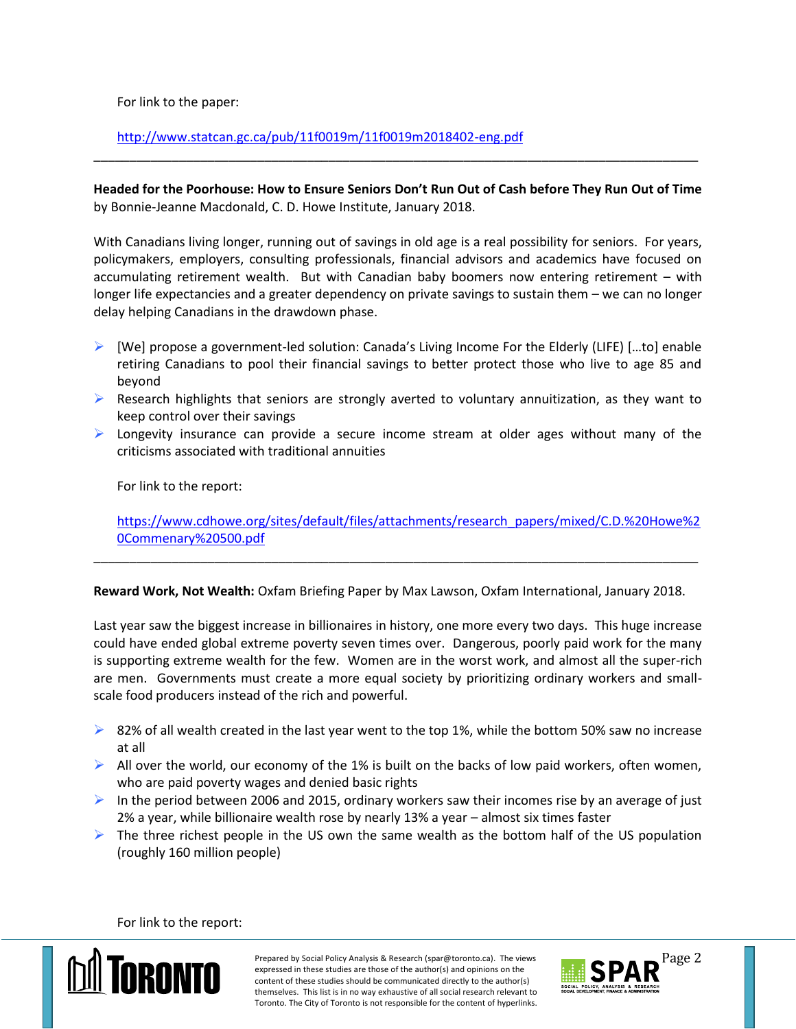For link to the paper:

http://www.statcan.gc.ca/pub/11f0019m/11f0019m2018402-eng.pdf

---

**Headed for the Poorhouse: How to Ensure Seniors Don't Run Out of Cash before They Run Out of Time** by Bonnie-Jeanne Macdonald, C. D. Howe Institute, January 2018.

With Canadians living longer, running out of savings in old age is a real possibility for seniors. For years, policymakers, employers, consulting professionals, financial advisors and academics have focused on accumulating retirement wealth. But with Canadian baby boomers now entering retirement – with longer life expectancies and a greater dependency on private savings to sustain them – we can no longer delay helping Canadians in the drawdown phase.

- [We] propose a government-led solution: Canada's Living Income For the Elderly (LIFE) […to] enable retiring Canadians to pool their financial savings to better protect those who live to age 85 and beyond
- Research highlights that seniors are strongly averted to voluntary annuitization, as they want to keep control over their savings
- Longevity insurance can provide a secure income stream at older ages without many of the criticisms associated with traditional annuities

For link to the report:

https://www.cdhowe.org/sites/default/files/attachments/research_papers/mixed/C.D.%20Howe%20Commenary%20500.pdf

---

**Reward Work, Not Wealth:** Oxfam Briefing Paper by Max Lawson, Oxfam International, January 2018.

Last year saw the biggest increase in billionaires in history, one more every two days. This huge increase could have ended global extreme poverty seven times over. Dangerous, poorly paid work for the many is supporting extreme wealth for the few. Women are in the worst work, and almost all the super-rich are men. Governments must create a more equal society by prioritizing ordinary workers and small-scale food producers instead of the rich and powerful.

- 82% of all wealth created in the last year went to the top 1%, while the bottom 50% saw no increase at all
- All over the world, our economy of the 1% is built on the backs of low paid workers, often women, who are paid poverty wages and denied basic rights
- In the period between 2006 and 2015, ordinary workers saw their incomes rise by an average of just 2% a year, while billionaire wealth rose by nearly 13% a year – almost six times faster
- The three richest people in the US own the same wealth as the bottom half of the US population (roughly 160 million people)

For link to the report: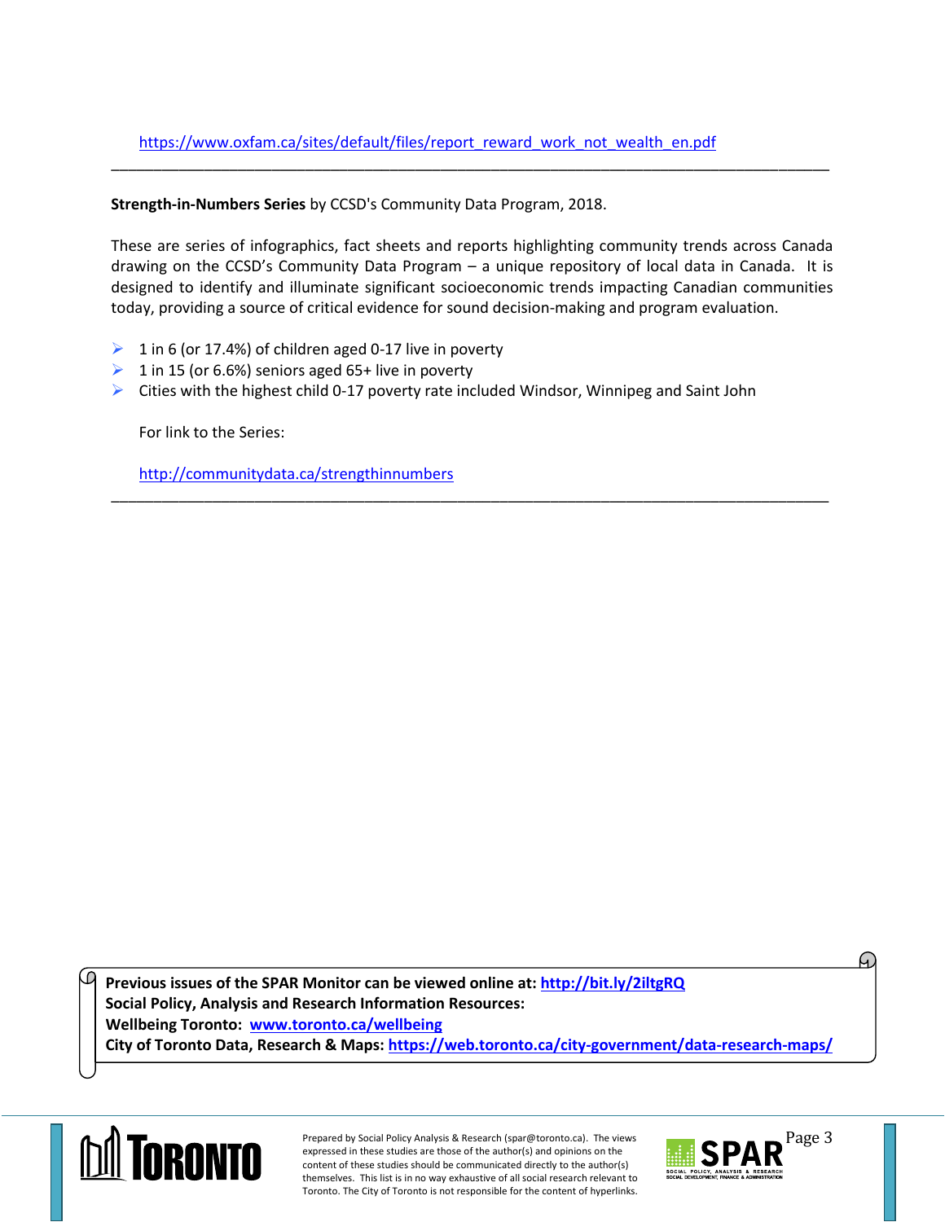https://www.oxfam.ca/sites/default/files/report_reward_work_not_wealth_en.pdf

---

**Strength-in-Numbers Series** by CCSD's Community Data Program, 2018.

These are series of infographics, fact sheets and reports highlighting community trends across Canada drawing on the CCSD's Community Data Program – a unique repository of local data in Canada. It is designed to identify and illuminate significant socioeconomic trends impacting Canadian communities today, providing a source of critical evidence for sound decision-making and program evaluation.

- 1 in 6 (or 17.4%) of children aged 0-17 live in poverty
- 1 in 15 (or 6.6%) seniors aged 65+ live in poverty
- Cities with the highest child 0-17 poverty rate included Windsor, Winnipeg and Saint John

For link to the Series:

http://communitydata.ca/strengthinnumbers

---

**Previous issues of the SPAR Monitor can be viewed online at: http://bit.ly/2iltgRQ**
**Social Policy, Analysis and Research Information Resources:**
**Wellbeing Toronto: www.toronto.ca/wellbeing**
**City of Toronto Data, Research & Maps: https://web.toronto.ca/city-government/data-research-maps/**

Prepared by Social Policy Analysis & Research (spar@toronto.ca). The views expressed in these studies are those of the author(s) and opinions on the content of these studies should be communicated directly to the author(s) themselves. This list is in no way exhaustive of all social research relevant to Toronto. The City of Toronto is not responsible for the content of hyperlinks.